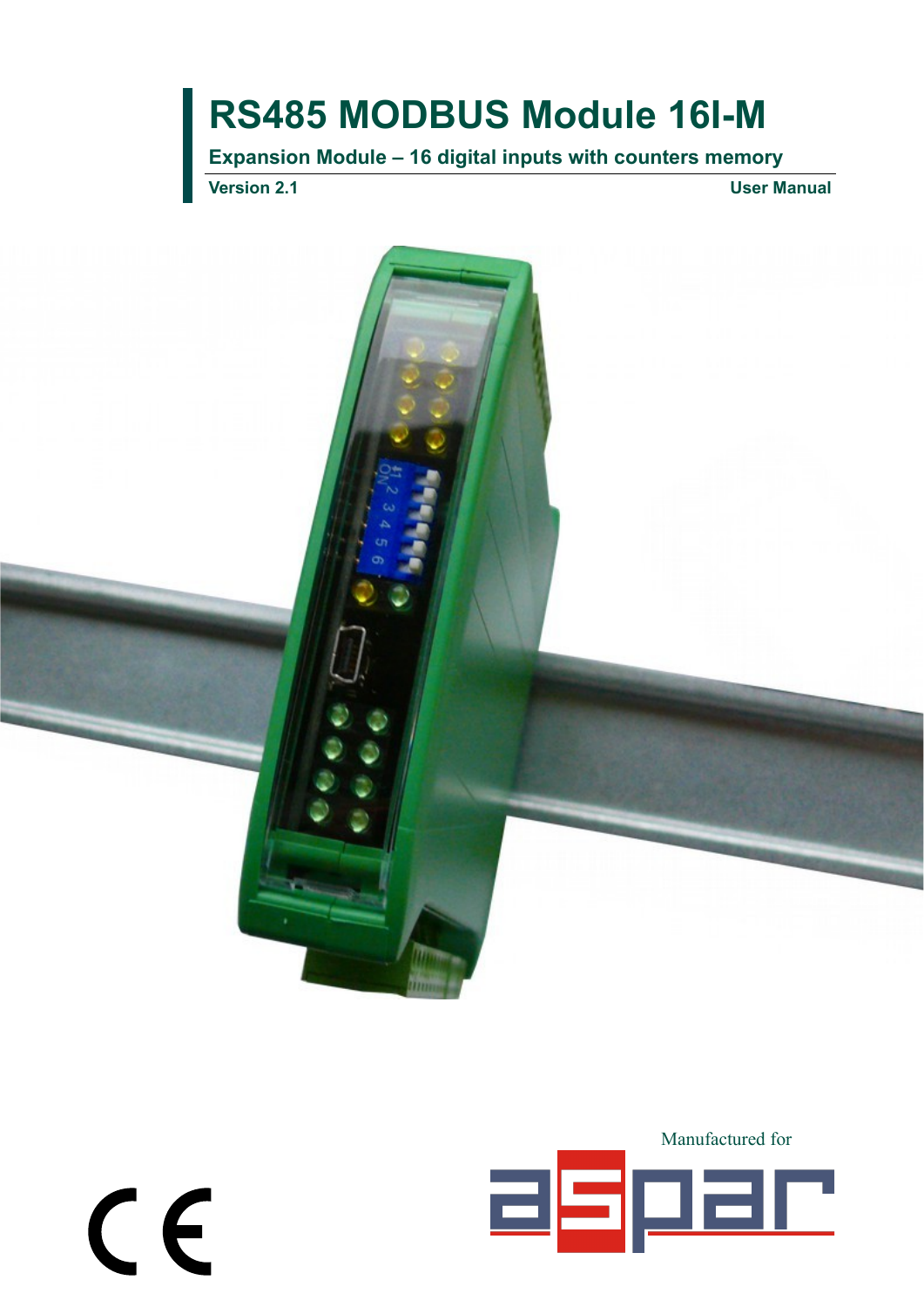# RS485 MODBUS Module 16I-M

**Expansion Module – 16 digital inputs with counters memory**

**Version 2.1** **User Manual**

Manufactured for

aspar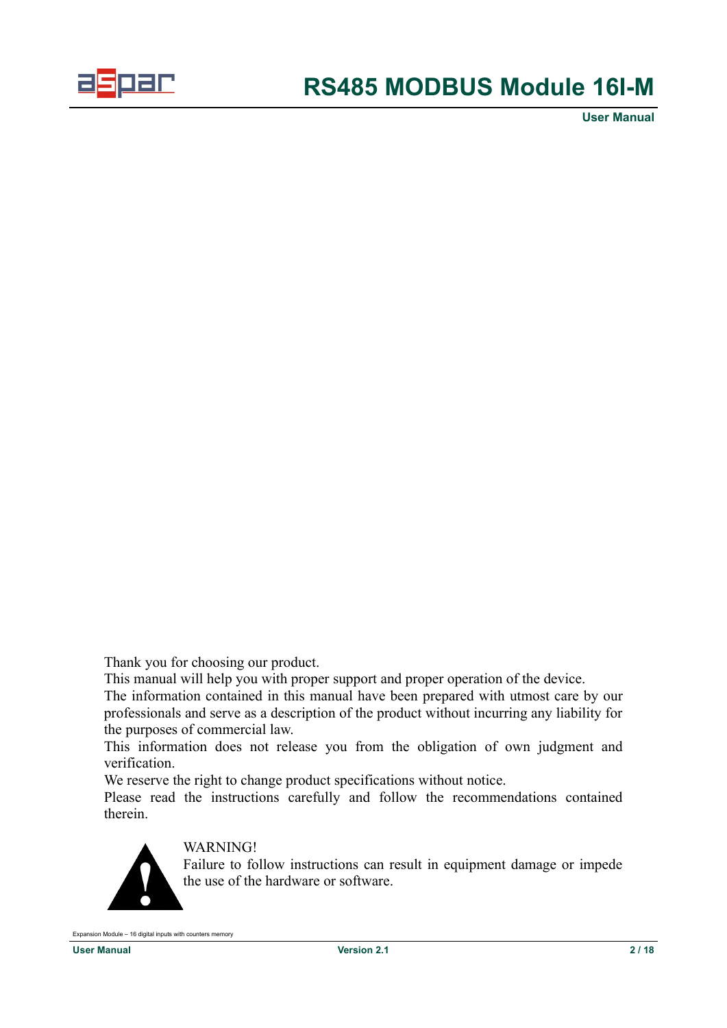Thank you for choosing our product.

This manual will help you with proper support and proper operation of the device.

The information contained in this manual have been prepared with utmost care by our professionals and serve as a description of the product without incurring any liability for the purposes of commercial law.

This information does not release you from the obligation of own judgment and verification.

We reserve the right to change product specifications without notice.

Please read the instructions carefully and follow the recommendations contained therein.

WARNING!

Failure to follow instructions can result in equipment damage or impede the use of the hardware or software.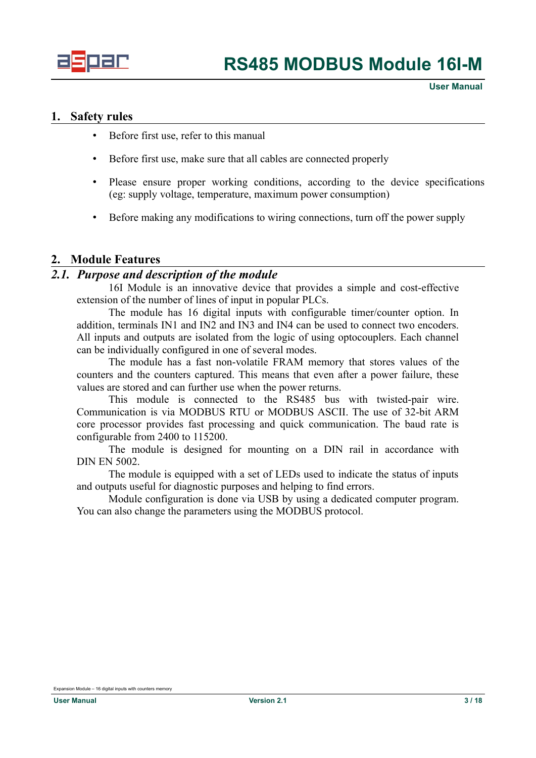## 1. Safety rules

- Before first use, refer to this manual
- Before first use, make sure that all cables are connected properly
- Please ensure proper working conditions, according to the device specifications (eg: supply voltage, temperature, maximum power consumption)
- Before making any modifications to wiring connections, turn off the power supply

## 2. Module Features

### *2.1. Purpose and description of the module*

16I Module is an innovative device that provides a simple and cost-effective extension of the number of lines of input in popular PLCs.

The module has 16 digital inputs with configurable timer/counter option. In addition, terminals IN1 and IN2 and IN3 and IN4 can be used to connect two encoders. All inputs and outputs are isolated from the logic of using optocouplers. Each channel can be individually configured in one of several modes.

The module has a fast non-volatile FRAM memory that stores values of the counters and the counters captured. This means that even after a power failure, these values are stored and can further use when the power returns.

This module is connected to the RS485 bus with twisted-pair wire. Communication is via MODBUS RTU or MODBUS ASCII. The use of 32-bit ARM core processor provides fast processing and quick communication. The baud rate is configurable from 2400 to 115200.

The module is designed for mounting on a DIN rail in accordance with DIN EN 5002.

The module is equipped with a set of LEDs used to indicate the status of inputs and outputs useful for diagnostic purposes and helping to find errors.

Module configuration is done via USB by using a dedicated computer program. You can also change the parameters using the MODBUS protocol.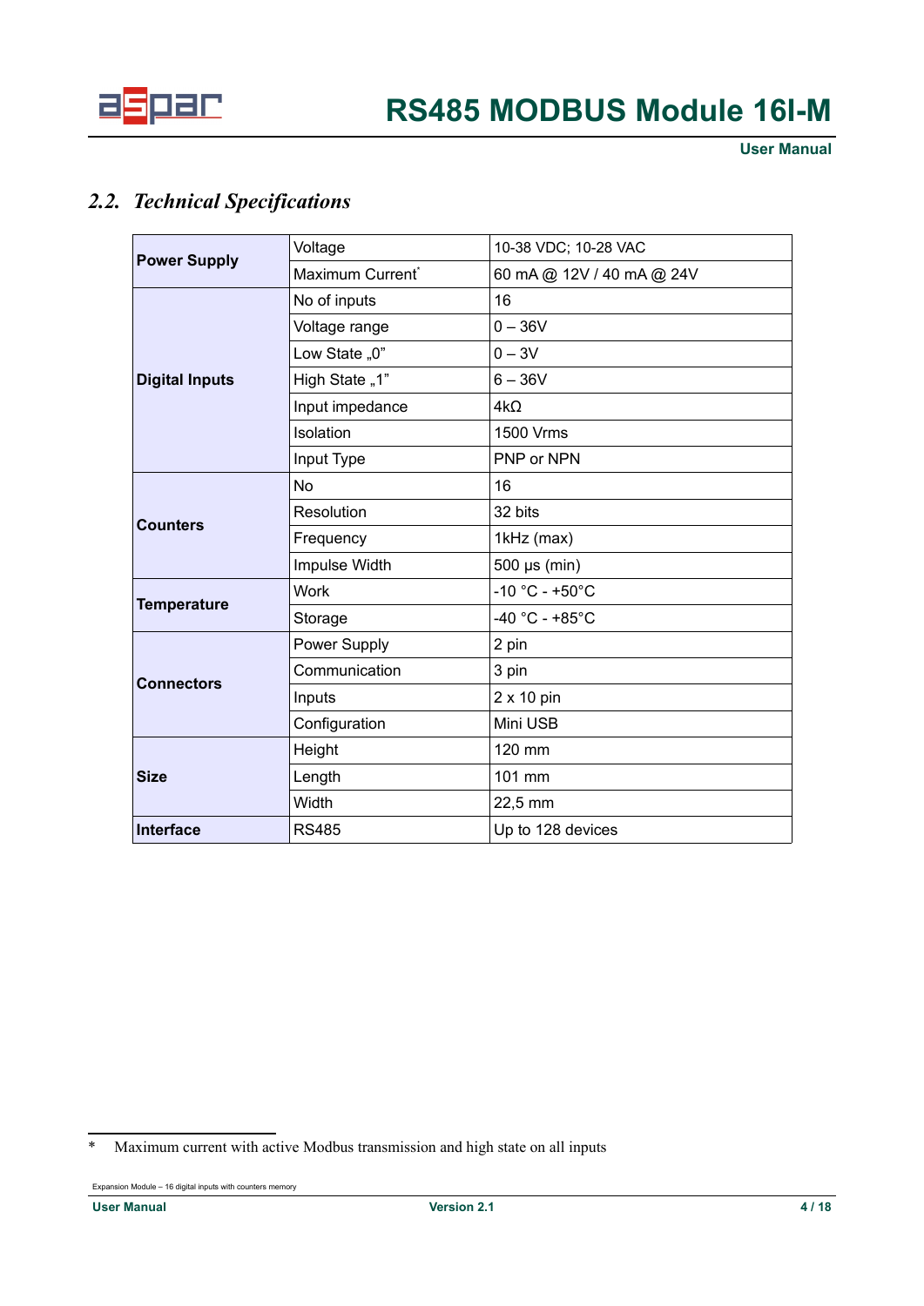## 2.2. Technical Specifications

| | | |
|---|---|---|
| **Power Supply** | Voltage | 10-38 VDC; 10-28 VAC |
| | Maximum Current* | 60 mA @ 12V / 40 mA @ 24V |
| **Digital Inputs** | No of inputs | 16 |
| | Voltage range | 0 – 36V |
| | Low State „0" | 0 – 3V |
| | High State „1" | 6 – 36V |
| | Input impedance | 4kΩ |
| | Isolation | 1500 Vrms |
| | Input Type | PNP or NPN |
| **Counters** | No | 16 |
| | Resolution | 32 bits |
| | Frequency | 1kHz (max) |
| | Impulse Width | 500 μs (min) |
| **Temperature** | Work | -10 °C - +50°C |
| | Storage | -40 °C - +85°C |
| **Connectors** | Power Supply | 2 pin |
| | Communication | 3 pin |
| | Inputs | 2 x 10 pin |
| | Configuration | Mini USB |
| **Size** | Height | 120 mm |
| | Length | 101 mm |
| | Width | 22,5 mm |
| **Interface** | RS485 | Up to 128 devices |

\* Maximum current with active Modbus transmission and high state on all inputs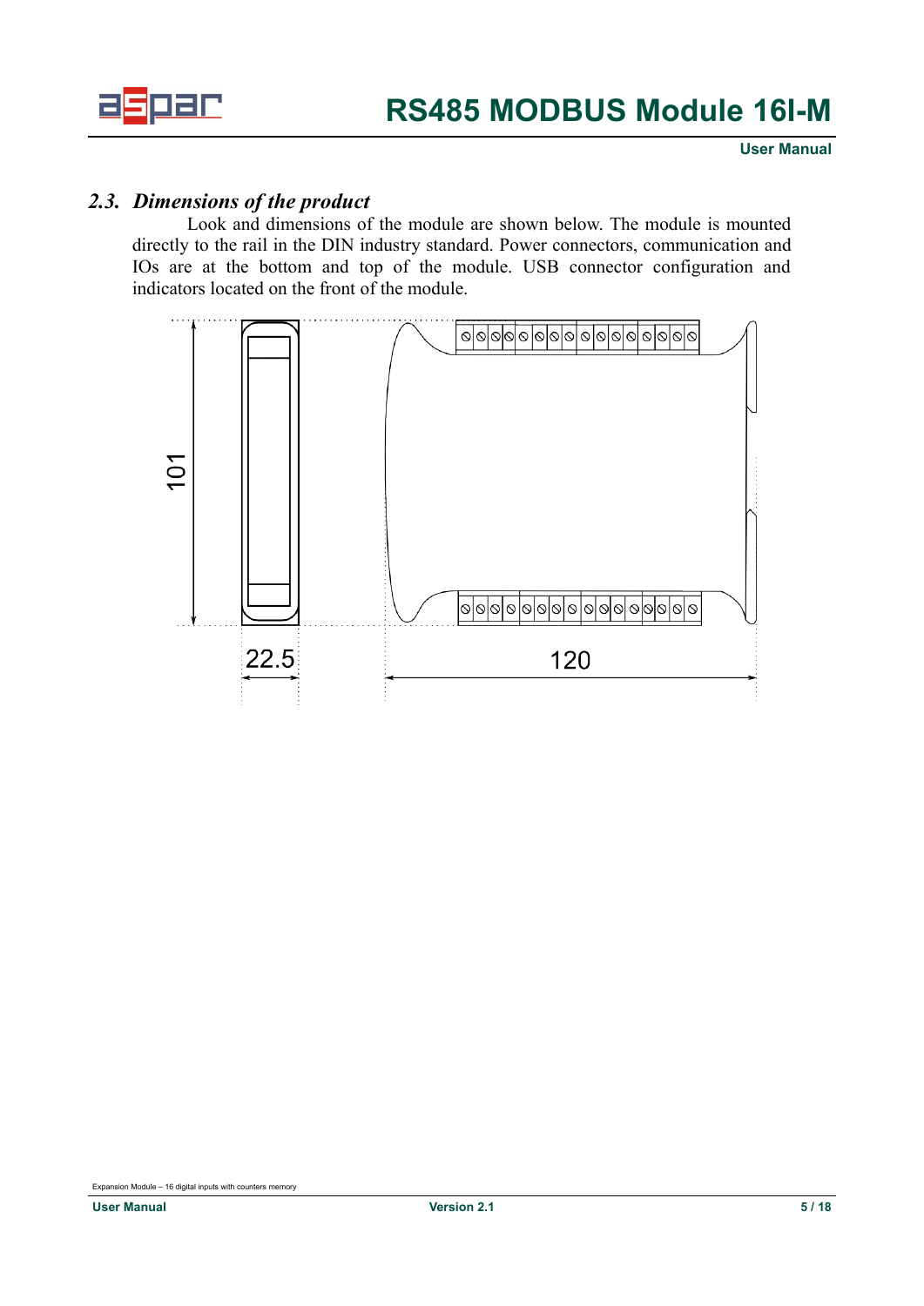## 2.3. Dimensions of the product

Look and dimensions of the module are shown below. The module is mounted directly to the rail in the DIN industry standard. Power connectors, communication and IOs are at the bottom and top of the module. USB connector configuration and indicators located on the front of the module.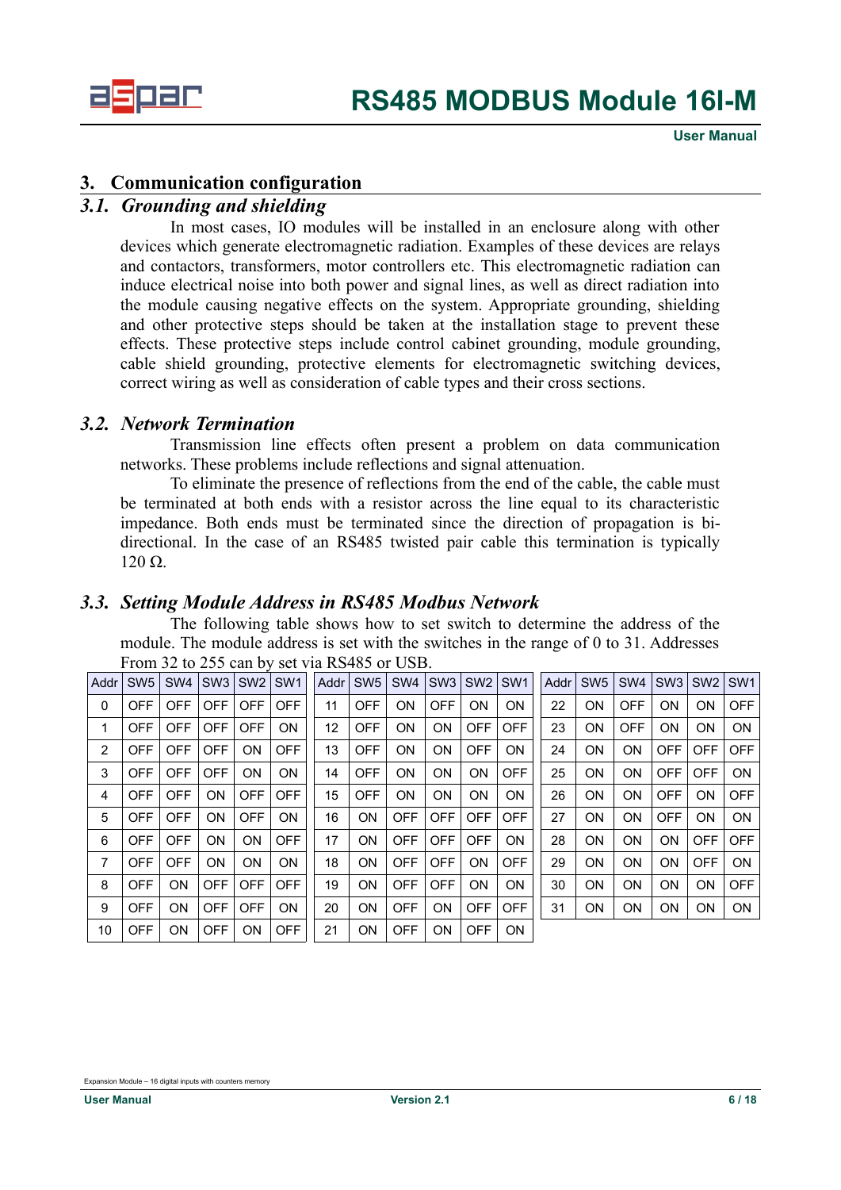## 3. Communication configuration

### *3.1. Grounding and shielding*

In most cases, IO modules will be installed in an enclosure along with other devices which generate electromagnetic radiation. Examples of these devices are relays and contactors, transformers, motor controllers etc. This electromagnetic radiation can induce electrical noise into both power and signal lines, as well as direct radiation into the module causing negative effects on the system. Appropriate grounding, shielding and other protective steps should be taken at the installation stage to prevent these effects. These protective steps include control cabinet grounding, module grounding, cable shield grounding, protective elements for electromagnetic switching devices, correct wiring as well as consideration of cable types and their cross sections.

### *3.2. Network Termination*

Transmission line effects often present a problem on data communication networks. These problems include reflections and signal attenuation.

To eliminate the presence of reflections from the end of the cable, the cable must be terminated at both ends with a resistor across the line equal to its characteristic impedance. Both ends must be terminated since the direction of propagation is bi-directional. In the case of an RS485 twisted pair cable this termination is typically 120 Ω.

### *3.3. Setting Module Address in RS485 Modbus Network*

The following table shows how to set switch to determine the address of the module. The module address is set with the switches in the range of 0 to 31. Addresses From 32 to 255 can by set via RS485 or USB.

| Addr | SW5 | SW4 | SW3 | SW2 | SW1 | Addr | SW5 | SW4 | SW3 | SW2 | SW1 | Addr | SW5 | SW4 | SW3 | SW2 | SW1 |
|---|---|---|---|---|---|---|---|---|---|---|---|---|---|---|---|---|---|
| 0 | OFF | OFF | OFF | OFF | OFF | 11 | OFF | ON | OFF | ON | ON | 22 | ON | OFF | ON | ON | OFF |
| 1 | OFF | OFF | OFF | OFF | ON | 12 | OFF | ON | ON | OFF | OFF | 23 | ON | OFF | ON | ON | ON |
| 2 | OFF | OFF | OFF | ON | OFF | 13 | OFF | ON | ON | OFF | ON | 24 | ON | ON | OFF | OFF | OFF |
| 3 | OFF | OFF | OFF | ON | ON | 14 | OFF | ON | ON | ON | OFF | 25 | ON | ON | OFF | OFF | ON |
| 4 | OFF | OFF | ON | OFF | OFF | 15 | OFF | ON | ON | ON | ON | 26 | ON | ON | OFF | ON | OFF |
| 5 | OFF | OFF | ON | OFF | ON | 16 | ON | OFF | OFF | OFF | OFF | 27 | ON | ON | OFF | ON | ON |
| 6 | OFF | OFF | ON | ON | OFF | 17 | ON | OFF | OFF | OFF | ON | 28 | ON | ON | ON | OFF | OFF |
| 7 | OFF | OFF | ON | ON | ON | 18 | ON | OFF | OFF | ON | OFF | 29 | ON | ON | ON | OFF | ON |
| 8 | OFF | ON | OFF | OFF | OFF | 19 | ON | OFF | OFF | ON | ON | 30 | ON | ON | ON | ON | OFF |
| 9 | OFF | ON | OFF | OFF | ON | 20 | ON | OFF | ON | OFF | OFF | 31 | ON | ON | ON | ON | ON |
| 10 | OFF | ON | OFF | ON | OFF | 21 | ON | OFF | ON | OFF | ON | | | | | | |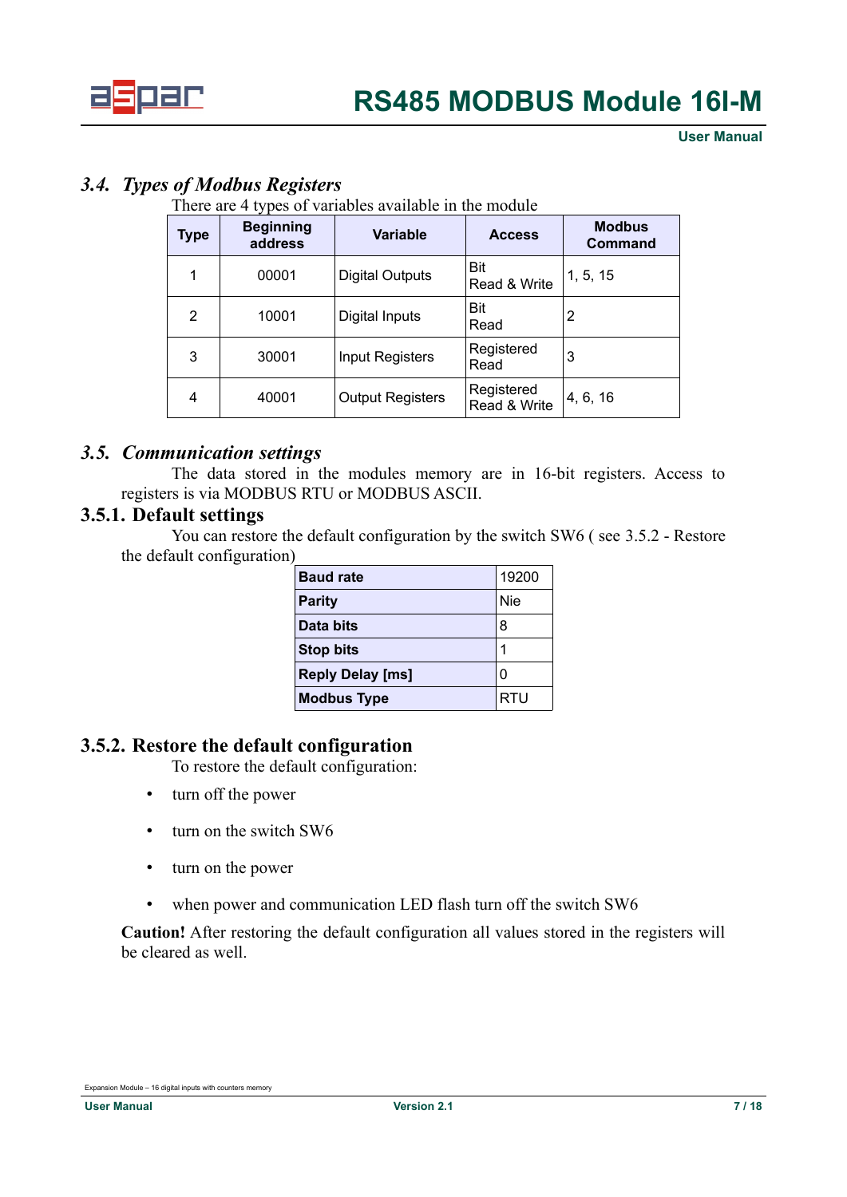## 3.4. *Types of Modbus Registers*

There are 4 types of variables available in the module

| Type | Beginning address | Variable | Access | Modbus Command |
|---|---|---|---|---|
| 1 | 00001 | Digital Outputs | Bit Read & Write | 1, 5, 15 |
| 2 | 10001 | Digital Inputs | Bit Read | 2 |
| 3 | 30001 | Input Registers | Registered Read | 3 |
| 4 | 40001 | Output Registers | Registered Read & Write | 4, 6, 16 |

## 3.5. *Communication settings*

The data stored in the modules memory are in 16-bit registers. Access to registers is via MODBUS RTU or MODBUS ASCII.

### 3.5.1. Default settings

You can restore the default configuration by the switch SW6 ( see 3.5.2 - Restore the default configuration)

| | |
|---|---|
| **Baud rate** | 19200 |
| **Parity** | Nie |
| **Data bits** | 8 |
| **Stop bits** | 1 |
| **Reply Delay [ms]** | 0 |
| **Modbus Type** | RTU |

### 3.5.2. Restore the default configuration

To restore the default configuration:

- turn off the power
- turn on the switch SW6
- turn on the power
- when power and communication LED flash turn off the switch SW6

**Caution!** After restoring the default configuration all values stored in the registers will be cleared as well.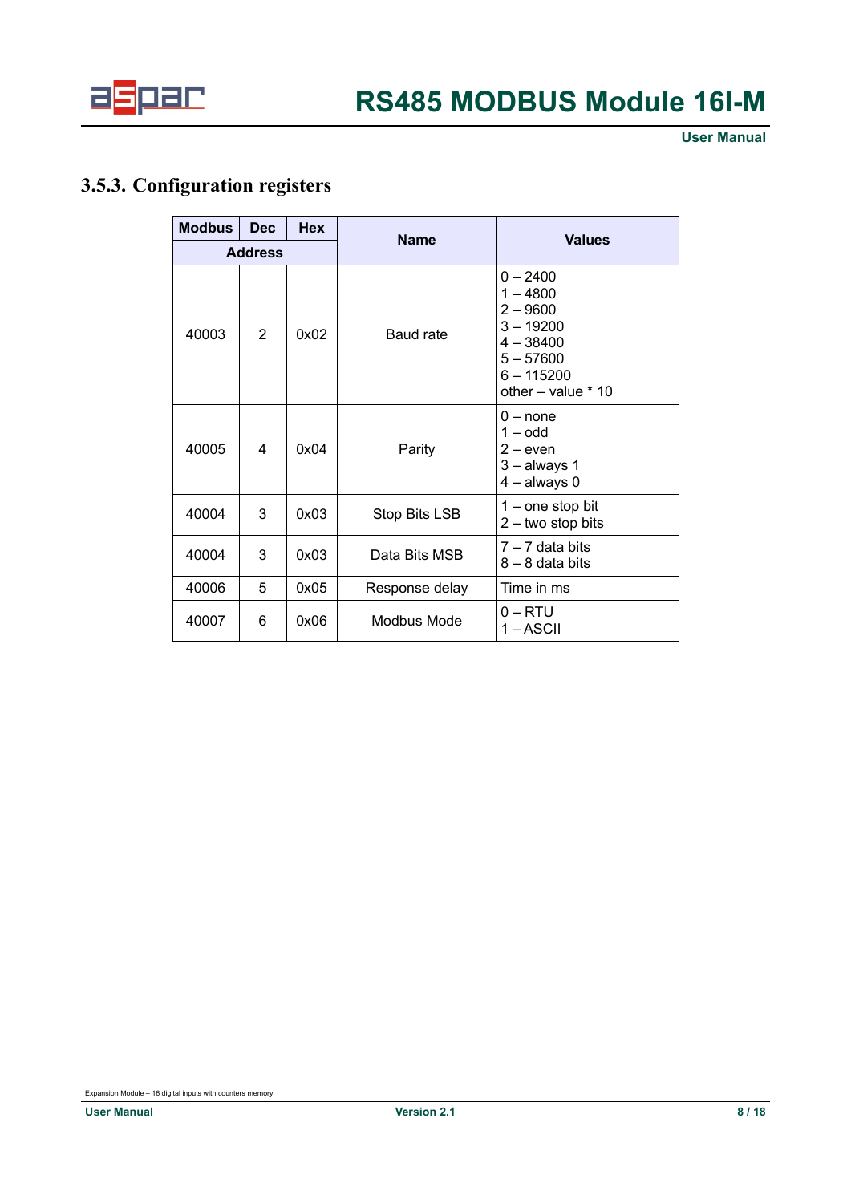### 3.5.3. Configuration registers

| Modbus | Dec | Hex | Name | Values |
|---|---|---|---|---|
| Address | | | | |
| 40003 | 2 | 0x02 | Baud rate | 0 – 2400<br>1 – 4800<br>2 – 9600<br>3 – 19200<br>4 – 38400<br>5 – 57600<br>6 – 115200<br>other – value * 10 |
| 40005 | 4 | 0x04 | Parity | 0 – none<br>1 – odd<br>2 – even<br>3 – always 1<br>4 – always 0 |
| 40004 | 3 | 0x03 | Stop Bits LSB | 1 – one stop bit<br>2 – two stop bits |
| 40004 | 3 | 0x03 | Data Bits MSB | 7 – 7 data bits<br>8 – 8 data bits |
| 40006 | 5 | 0x05 | Response delay | Time in ms |
| 40007 | 6 | 0x06 | Modbus Mode | 0 – RTU<br>1 – ASCII |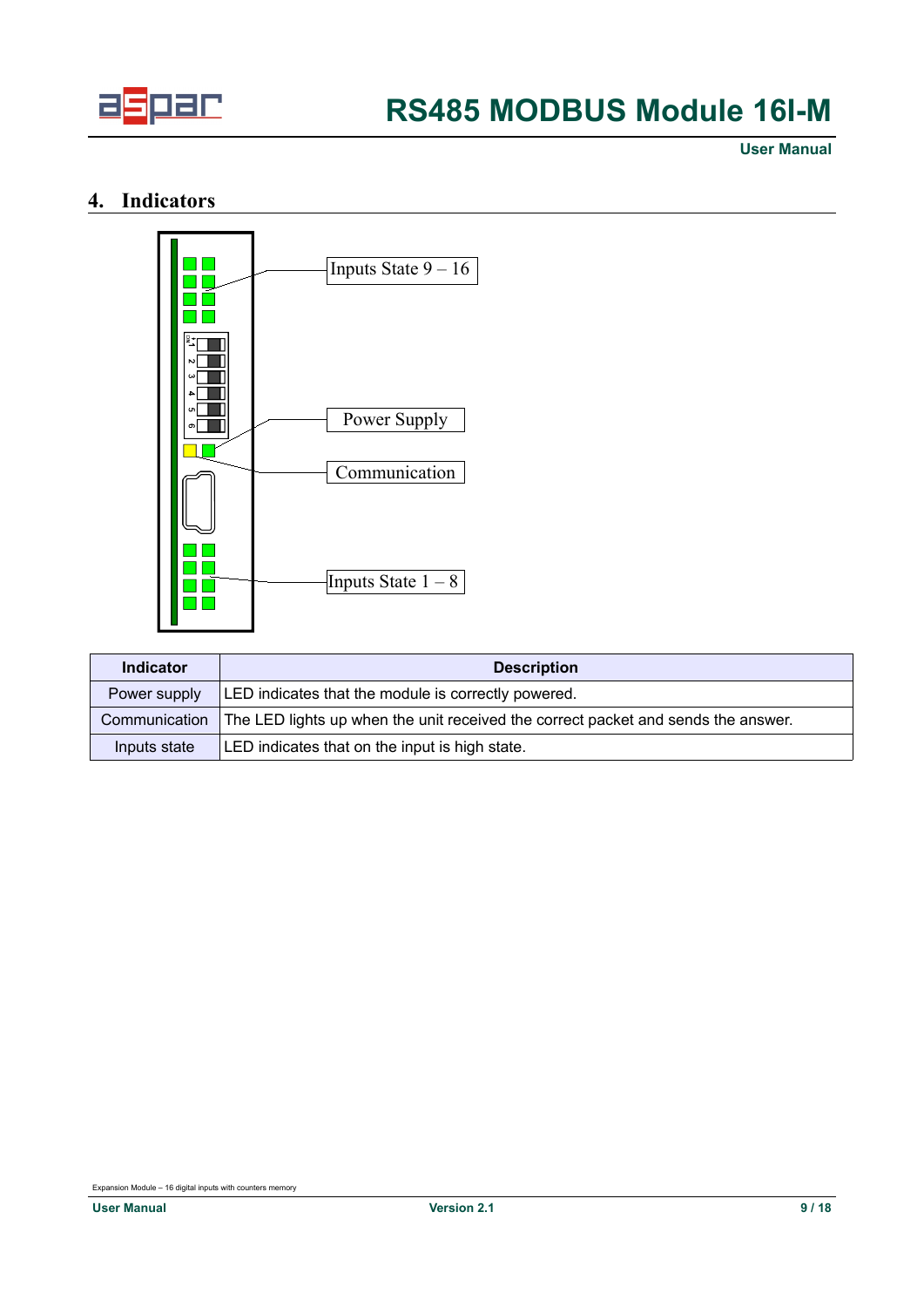## 4. Indicators

Inputs State 9 – 16

Power Supply

Communication

Inputs State 1 – 8

| Indicator | Description |
| --- | --- |
| Power supply | LED indicates that the module is correctly powered. |
| Communication | The LED lights up when the unit received the correct packet and sends the answer. |
| Inputs state | LED indicates that on the input is high state. |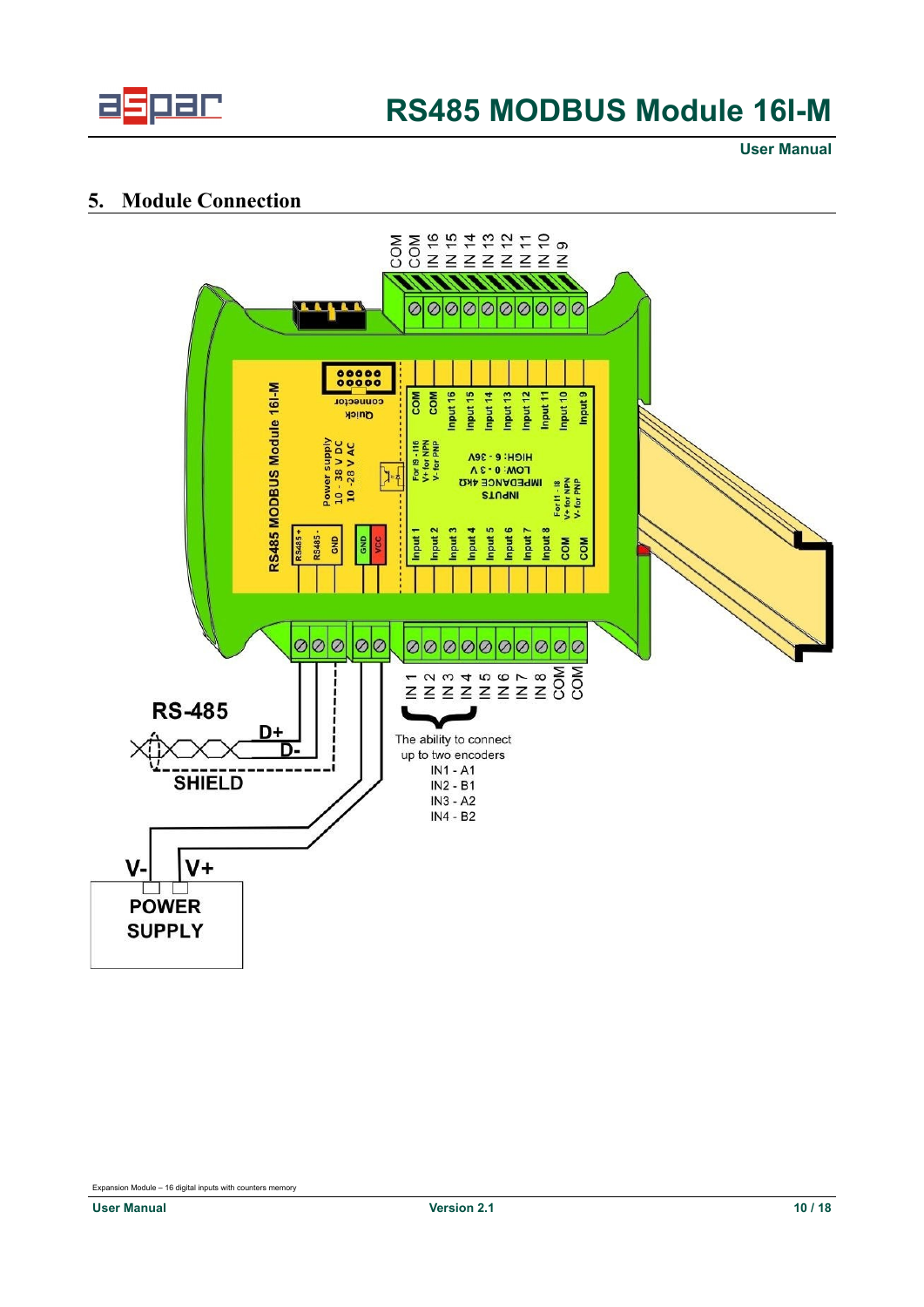## 5. Module Connection

COM COM IN 16 IN 15 IN 14 IN 13 IN 12 IN 11 IN 10 IN 9

RS485 MODBUS Module 16I-M

Quick connector

Power supply 10 - 38 V DC 10 - 28 V AC

RS485+ RS485- GND GND VCC

For I9 - I16 V+ for NPN V- for PNP

INPUTS IMPEDANCE 4kΩ LOW: 0 - 3 V HIGH: 6 - 36V

For I1 - I8 V+ for NPN V- for PNP

COM COM Input 16 Input 15 Input 14 Input 13 Input 12 Input 11 Input 10 Input 9

Input 1 Input 2 Input 3 Input 4 Input 5 Input 6 Input 7 Input 8 COM COM

IN 1 IN 2 IN 3 IN 4 IN 5 IN 6 IN 7 IN 8 COM COM

RS-485

D+

D-

SHIELD

The ability to connect up to two encoders
IN1 - A1
IN2 - B1
IN3 - A2
IN4 - B2

V- V+

POWER SUPPLY

Expansion Module – 16 digital inputs with counters memory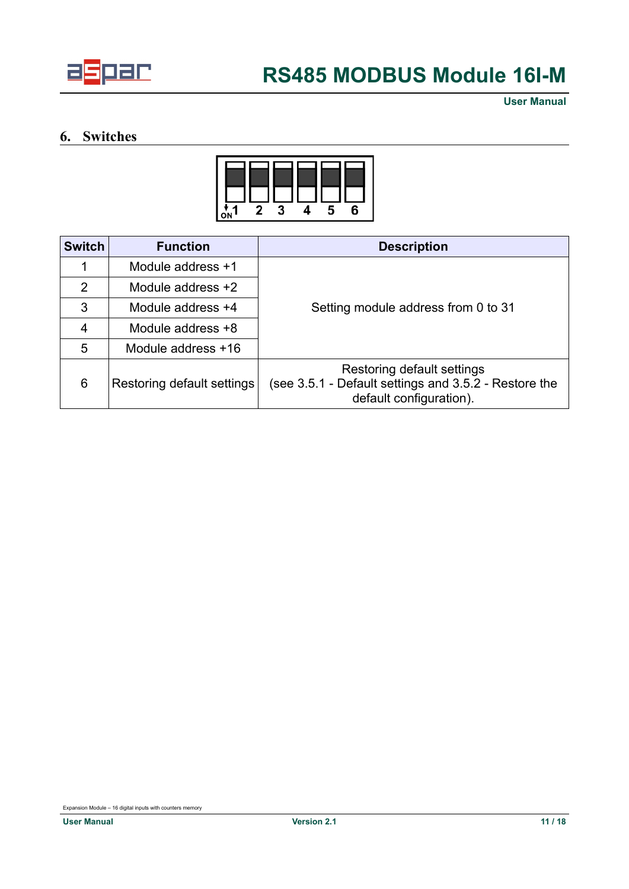## 6. Switches

ON 1 2 3 4 5 6

| Switch | Function | Description |
|---|---|---|
| 1 | Module address +1 | Setting module address from 0 to 31 |
| 2 | Module address +2 | |
| 3 | Module address +4 | |
| 4 | Module address +8 | |
| 5 | Module address +16 | |
| 6 | Restoring default settings | Restoring default settings (see 3.5.1 - Default settings and 3.5.2 - Restore the default configuration). |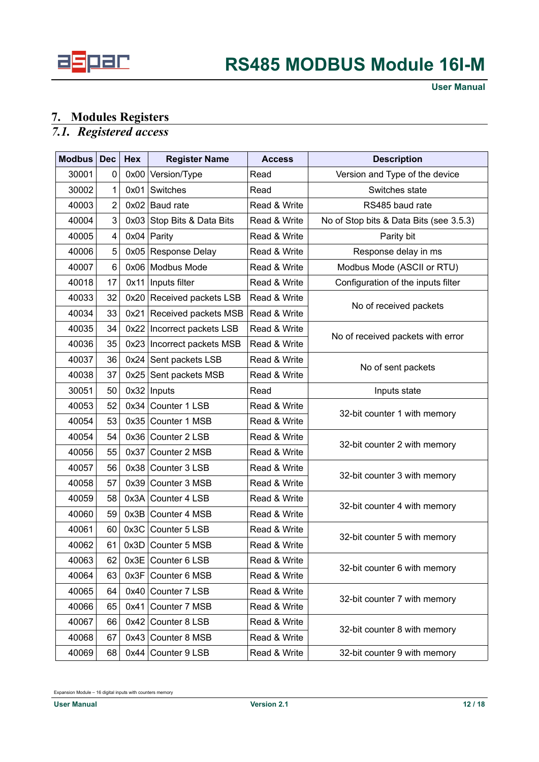## 7. Modules Registers

### 7.1. Registered access

| Modbus | Dec | Hex | Register Name | Access | Description |
|---|---|---|---|---|---|
| 30001 | 0 | 0x00 | Version/Type | Read | Version and Type of the device |
| 30002 | 1 | 0x01 | Switches | Read | Switches state |
| 40003 | 2 | 0x02 | Baud rate | Read & Write | RS485 baud rate |
| 40004 | 3 | 0x03 | Stop Bits & Data Bits | Read & Write | No of Stop bits & Data Bits (see 3.5.3) |
| 40005 | 4 | 0x04 | Parity | Read & Write | Parity bit |
| 40006 | 5 | 0x05 | Response Delay | Read & Write | Response delay in ms |
| 40007 | 6 | 0x06 | Modbus Mode | Read & Write | Modbus Mode (ASCII or RTU) |
| 40018 | 17 | 0x11 | Inputs filter | Read & Write | Configuration of the inputs filter |
| 40033 | 32 | 0x20 | Received packets LSB | Read & Write | No of received packets |
| 40034 | 33 | 0x21 | Received packets MSB | Read & Write | |
| 40035 | 34 | 0x22 | Incorrect packets LSB | Read & Write | No of received packets with error |
| 40036 | 35 | 0x23 | Incorrect packets MSB | Read & Write | |
| 40037 | 36 | 0x24 | Sent packets LSB | Read & Write | No of sent packets |
| 40038 | 37 | 0x25 | Sent packets MSB | Read & Write | |
| 30051 | 50 | 0x32 | Inputs | Read | Inputs state |
| 40053 | 52 | 0x34 | Counter 1 LSB | Read & Write | 32-bit counter 1 with memory |
| 40054 | 53 | 0x35 | Counter 1 MSB | Read & Write | |
| 40054 | 54 | 0x36 | Counter 2 LSB | Read & Write | 32-bit counter 2 with memory |
| 40056 | 55 | 0x37 | Counter 2 MSB | Read & Write | |
| 40057 | 56 | 0x38 | Counter 3 LSB | Read & Write | 32-bit counter 3 with memory |
| 40058 | 57 | 0x39 | Counter 3 MSB | Read & Write | |
| 40059 | 58 | 0x3A | Counter 4 LSB | Read & Write | 32-bit counter 4 with memory |
| 40060 | 59 | 0x3B | Counter 4 MSB | Read & Write | |
| 40061 | 60 | 0x3C | Counter 5 LSB | Read & Write | 32-bit counter 5 with memory |
| 40062 | 61 | 0x3D | Counter 5 MSB | Read & Write | |
| 40063 | 62 | 0x3E | Counter 6 LSB | Read & Write | 32-bit counter 6 with memory |
| 40064 | 63 | 0x3F | Counter 6 MSB | Read & Write | |
| 40065 | 64 | 0x40 | Counter 7 LSB | Read & Write | 32-bit counter 7 with memory |
| 40066 | 65 | 0x41 | Counter 7 MSB | Read & Write | |
| 40067 | 66 | 0x42 | Counter 8 LSB | Read & Write | 32-bit counter 8 with memory |
| 40068 | 67 | 0x43 | Counter 8 MSB | Read & Write | |
| 40069 | 68 | 0x44 | Counter 9 LSB | Read & Write | 32-bit counter 9 with memory |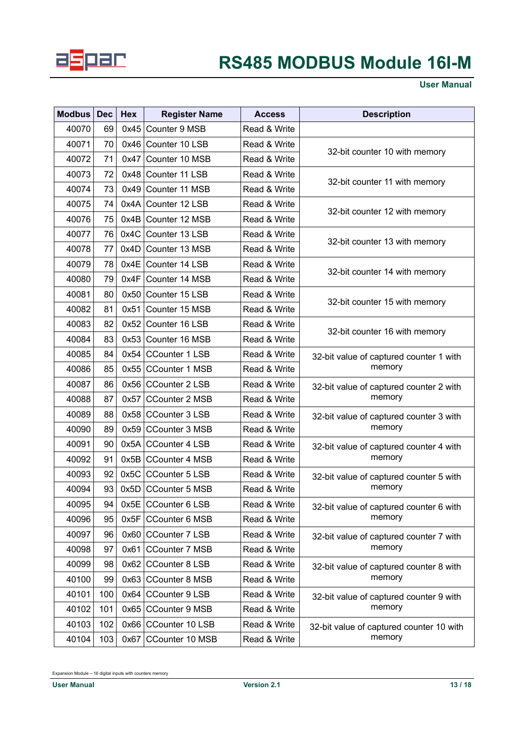| Modbus | Dec | Hex | Register Name | Access | Description |
|---|---|---|---|---|---|
| 40070 | 69 | 0x45 | Counter 9 MSB | Read & Write | |
| 40071 | 70 | 0x46 | Counter 10 LSB | Read & Write | 32-bit counter 10 with memory |
| 40072 | 71 | 0x47 | Counter 10 MSB | Read & Write | |
| 40073 | 72 | 0x48 | Counter 11 LSB | Read & Write | 32-bit counter 11 with memory |
| 40074 | 73 | 0x49 | Counter 11 MSB | Read & Write | |
| 40075 | 74 | 0x4A | Counter 12 LSB | Read & Write | 32-bit counter 12 with memory |
| 40076 | 75 | 0x4B | Counter 12 MSB | Read & Write | |
| 40077 | 76 | 0x4C | Counter 13 LSB | Read & Write | 32-bit counter 13 with memory |
| 40078 | 77 | 0x4D | Counter 13 MSB | Read & Write | |
| 40079 | 78 | 0x4E | Counter 14 LSB | Read & Write | 32-bit counter 14 with memory |
| 40080 | 79 | 0x4F | Counter 14 MSB | Read & Write | |
| 40081 | 80 | 0x50 | Counter 15 LSB | Read & Write | 32-bit counter 15 with memory |
| 40082 | 81 | 0x51 | Counter 15 MSB | Read & Write | |
| 40083 | 82 | 0x52 | Counter 16 LSB | Read & Write | 32-bit counter 16 with memory |
| 40084 | 83 | 0x53 | Counter 16 MSB | Read & Write | |
| 40085 | 84 | 0x54 | CCounter 1 LSB | Read & Write | 32-bit value of captured counter 1 with memory |
| 40086 | 85 | 0x55 | CCounter 1 MSB | Read & Write | |
| 40087 | 86 | 0x56 | CCounter 2 LSB | Read & Write | 32-bit value of captured counter 2 with memory |
| 40088 | 87 | 0x57 | CCounter 2 MSB | Read & Write | |
| 40089 | 88 | 0x58 | CCounter 3 LSB | Read & Write | 32-bit value of captured counter 3 with memory |
| 40090 | 89 | 0x59 | CCounter 3 MSB | Read & Write | |
| 40091 | 90 | 0x5A | CCounter 4 LSB | Read & Write | 32-bit value of captured counter 4 with memory |
| 40092 | 91 | 0x5B | CCounter 4 MSB | Read & Write | |
| 40093 | 92 | 0x5C | CCounter 5 LSB | Read & Write | 32-bit value of captured counter 5 with memory |
| 40094 | 93 | 0x5D | CCounter 5 MSB | Read & Write | |
| 40095 | 94 | 0x5E | CCounter 6 LSB | Read & Write | 32-bit value of captured counter 6 with memory |
| 40096 | 95 | 0x5F | CCounter 6 MSB | Read & Write | |
| 40097 | 96 | 0x60 | CCounter 7 LSB | Read & Write | 32-bit value of captured counter 7 with memory |
| 40098 | 97 | 0x61 | CCounter 7 MSB | Read & Write | |
| 40099 | 98 | 0x62 | CCounter 8 LSB | Read & Write | 32-bit value of captured counter 8 with memory |
| 40100 | 99 | 0x63 | CCounter 8 MSB | Read & Write | |
| 40101 | 100 | 0x64 | CCounter 9 LSB | Read & Write | 32-bit value of captured counter 9 with memory |
| 40102 | 101 | 0x65 | CCounter 9 MSB | Read & Write | |
| 40103 | 102 | 0x66 | CCounter 10 LSB | Read & Write | 32-bit value of captured counter 10 with memory |
| 40104 | 103 | 0x67 | CCounter 10 MSB | Read & Write | |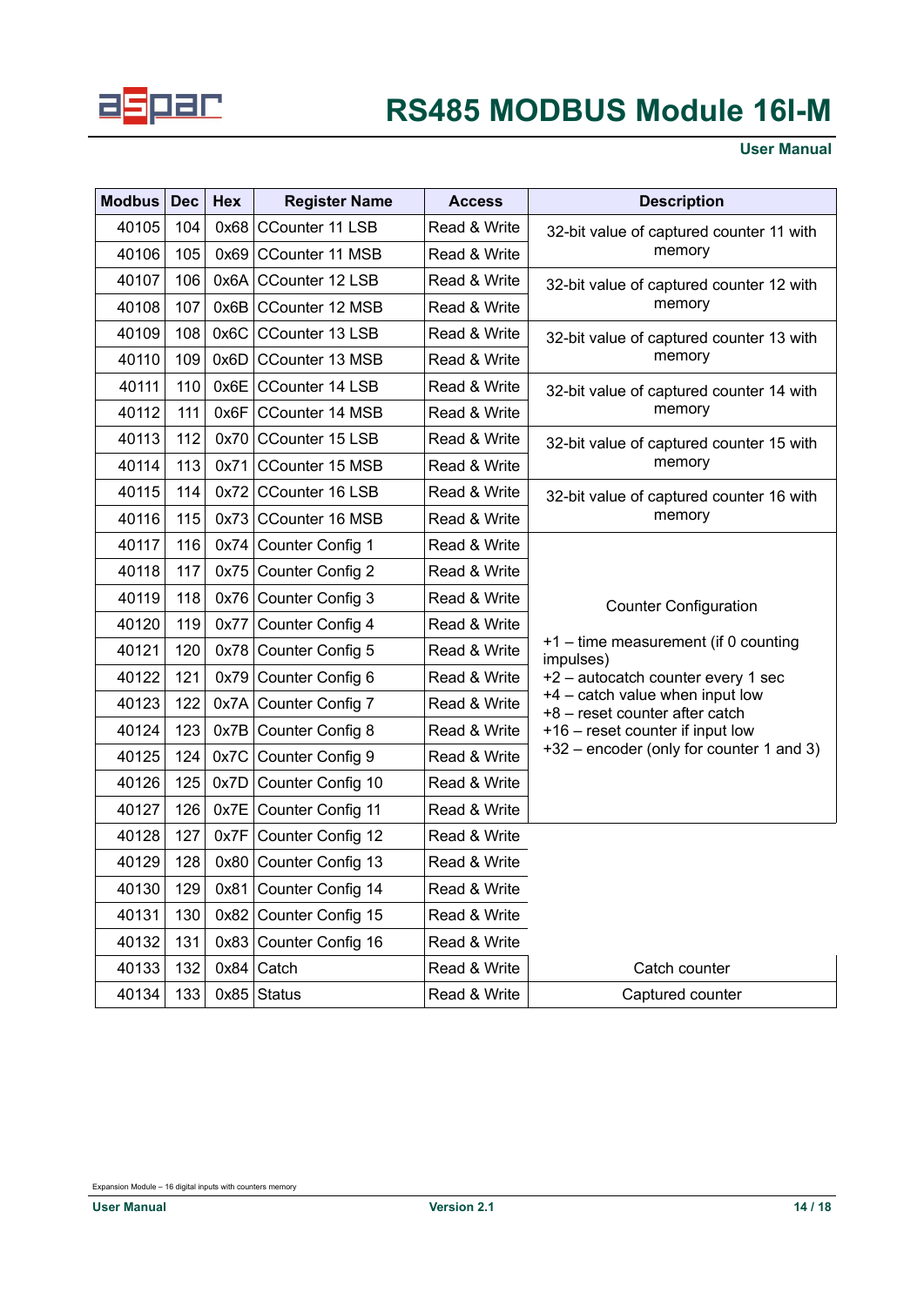| Modbus | Dec | Hex | Register Name | Access | Description |
|---|---|---|---|---|---|
| 40105 | 104 | 0x68 | CCounter 11 LSB | Read & Write | 32-bit value of captured counter 11 with memory |
| 40106 | 105 | 0x69 | CCounter 11 MSB | Read & Write | |
| 40107 | 106 | 0x6A | CCounter 12 LSB | Read & Write | 32-bit value of captured counter 12 with memory |
| 40108 | 107 | 0x6B | CCounter 12 MSB | Read & Write | |
| 40109 | 108 | 0x6C | CCounter 13 LSB | Read & Write | 32-bit value of captured counter 13 with memory |
| 40110 | 109 | 0x6D | CCounter 13 MSB | Read & Write | |
| 40111 | 110 | 0x6E | CCounter 14 LSB | Read & Write | 32-bit value of captured counter 14 with memory |
| 40112 | 111 | 0x6F | CCounter 14 MSB | Read & Write | |
| 40113 | 112 | 0x70 | CCounter 15 LSB | Read & Write | 32-bit value of captured counter 15 with memory |
| 40114 | 113 | 0x71 | CCounter 15 MSB | Read & Write | |
| 40115 | 114 | 0x72 | CCounter 16 LSB | Read & Write | 32-bit value of captured counter 16 with memory |
| 40116 | 115 | 0x73 | CCounter 16 MSB | Read & Write | |
| 40117 | 116 | 0x74 | Counter Config 1 | Read & Write | Counter Configuration<br><br>+1 – time measurement (if 0 counting impulses)<br>+2 – autocatch counter every 1 sec<br>+4 – catch value when input low<br>+8 – reset counter after catch<br>+16 – reset counter if input low<br>+32 – encoder (only for counter 1 and 3) |
| 40118 | 117 | 0x75 | Counter Config 2 | Read & Write | |
| 40119 | 118 | 0x76 | Counter Config 3 | Read & Write | |
| 40120 | 119 | 0x77 | Counter Config 4 | Read & Write | |
| 40121 | 120 | 0x78 | Counter Config 5 | Read & Write | |
| 40122 | 121 | 0x79 | Counter Config 6 | Read & Write | |
| 40123 | 122 | 0x7A | Counter Config 7 | Read & Write | |
| 40124 | 123 | 0x7B | Counter Config 8 | Read & Write | |
| 40125 | 124 | 0x7C | Counter Config 9 | Read & Write | |
| 40126 | 125 | 0x7D | Counter Config 10 | Read & Write | |
| 40127 | 126 | 0x7E | Counter Config 11 | Read & Write | |
| 40128 | 127 | 0x7F | Counter Config 12 | Read & Write | |
| 40129 | 128 | 0x80 | Counter Config 13 | Read & Write | |
| 40130 | 129 | 0x81 | Counter Config 14 | Read & Write | |
| 40131 | 130 | 0x82 | Counter Config 15 | Read & Write | |
| 40132 | 131 | 0x83 | Counter Config 16 | Read & Write | |
| 40133 | 132 | 0x84 | Catch | Read & Write | Catch counter |
| 40134 | 133 | 0x85 | Status | Read & Write | Captured counter |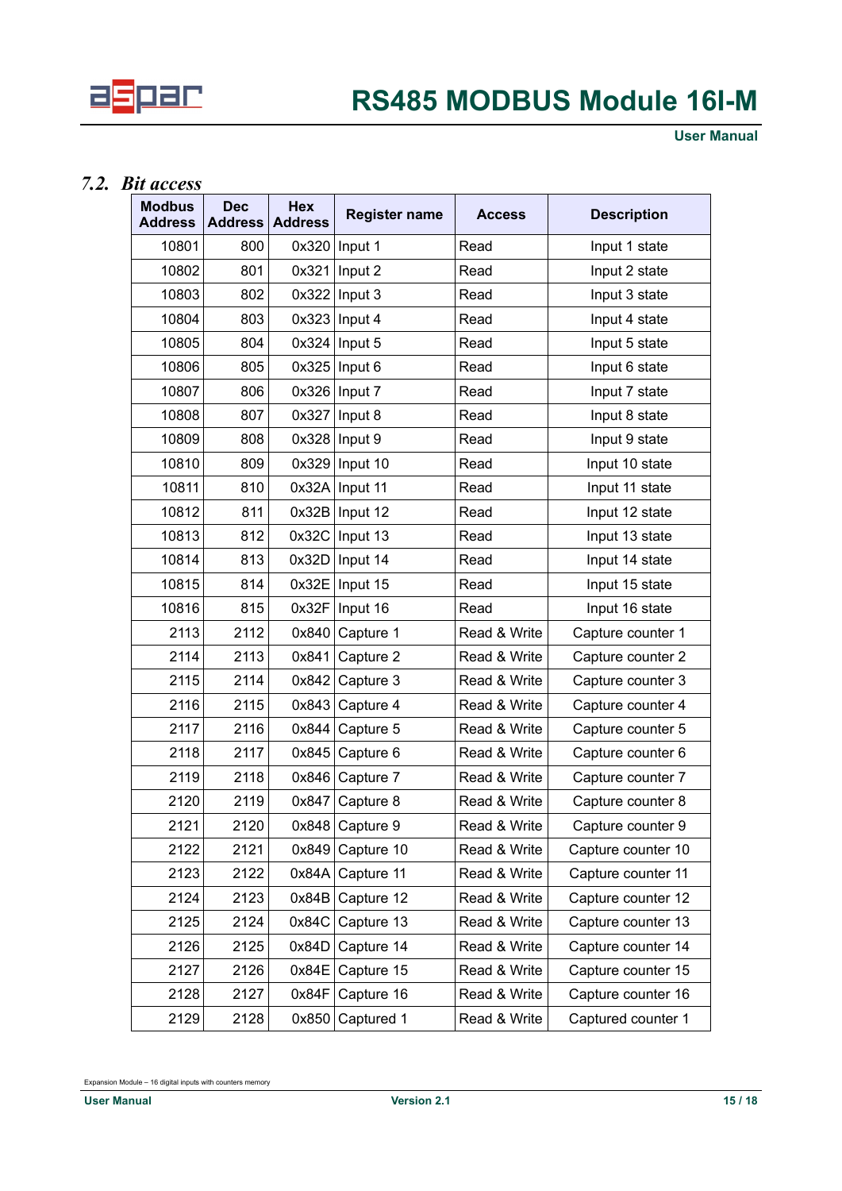## 7.2. *Bit access*

| Modbus Address | Dec Address | Hex Address | Register name | Access | Description |
|---|---|---|---|---|---|
| 10801 | 800 | 0x320 | Input 1 | Read | Input 1 state |
| 10802 | 801 | 0x321 | Input 2 | Read | Input 2 state |
| 10803 | 802 | 0x322 | Input 3 | Read | Input 3 state |
| 10804 | 803 | 0x323 | Input 4 | Read | Input 4 state |
| 10805 | 804 | 0x324 | Input 5 | Read | Input 5 state |
| 10806 | 805 | 0x325 | Input 6 | Read | Input 6 state |
| 10807 | 806 | 0x326 | Input 7 | Read | Input 7 state |
| 10808 | 807 | 0x327 | Input 8 | Read | Input 8 state |
| 10809 | 808 | 0x328 | Input 9 | Read | Input 9 state |
| 10810 | 809 | 0x329 | Input 10 | Read | Input 10 state |
| 10811 | 810 | 0x32A | Input 11 | Read | Input 11 state |
| 10812 | 811 | 0x32B | Input 12 | Read | Input 12 state |
| 10813 | 812 | 0x32C | Input 13 | Read | Input 13 state |
| 10814 | 813 | 0x32D | Input 14 | Read | Input 14 state |
| 10815 | 814 | 0x32E | Input 15 | Read | Input 15 state |
| 10816 | 815 | 0x32F | Input 16 | Read | Input 16 state |
| 2113 | 2112 | 0x840 | Capture 1 | Read & Write | Capture counter 1 |
| 2114 | 2113 | 0x841 | Capture 2 | Read & Write | Capture counter 2 |
| 2115 | 2114 | 0x842 | Capture 3 | Read & Write | Capture counter 3 |
| 2116 | 2115 | 0x843 | Capture 4 | Read & Write | Capture counter 4 |
| 2117 | 2116 | 0x844 | Capture 5 | Read & Write | Capture counter 5 |
| 2118 | 2117 | 0x845 | Capture 6 | Read & Write | Capture counter 6 |
| 2119 | 2118 | 0x846 | Capture 7 | Read & Write | Capture counter 7 |
| 2120 | 2119 | 0x847 | Capture 8 | Read & Write | Capture counter 8 |
| 2121 | 2120 | 0x848 | Capture 9 | Read & Write | Capture counter 9 |
| 2122 | 2121 | 0x849 | Capture 10 | Read & Write | Capture counter 10 |
| 2123 | 2122 | 0x84A | Capture 11 | Read & Write | Capture counter 11 |
| 2124 | 2123 | 0x84B | Capture 12 | Read & Write | Capture counter 12 |
| 2125 | 2124 | 0x84C | Capture 13 | Read & Write | Capture counter 13 |
| 2126 | 2125 | 0x84D | Capture 14 | Read & Write | Capture counter 14 |
| 2127 | 2126 | 0x84E | Capture 15 | Read & Write | Capture counter 15 |
| 2128 | 2127 | 0x84F | Capture 16 | Read & Write | Capture counter 16 |
| 2129 | 2128 | 0x850 | Captured 1 | Read & Write | Captured counter 1 |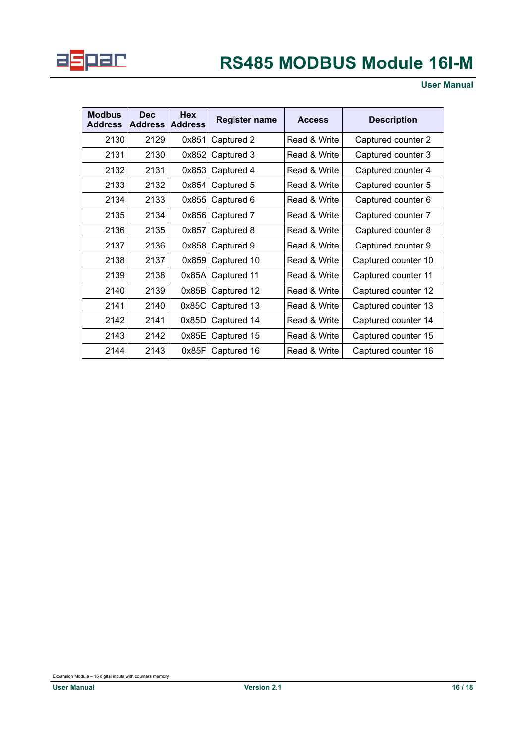| Modbus Address | Dec Address | Hex Address | Register name | Access | Description |
|---|---|---|---|---|---|
| 2130 | 2129 | 0x851 | Captured 2 | Read & Write | Captured counter 2 |
| 2131 | 2130 | 0x852 | Captured 3 | Read & Write | Captured counter 3 |
| 2132 | 2131 | 0x853 | Captured 4 | Read & Write | Captured counter 4 |
| 2133 | 2132 | 0x854 | Captured 5 | Read & Write | Captured counter 5 |
| 2134 | 2133 | 0x855 | Captured 6 | Read & Write | Captured counter 6 |
| 2135 | 2134 | 0x856 | Captured 7 | Read & Write | Captured counter 7 |
| 2136 | 2135 | 0x857 | Captured 8 | Read & Write | Captured counter 8 |
| 2137 | 2136 | 0x858 | Captured 9 | Read & Write | Captured counter 9 |
| 2138 | 2137 | 0x859 | Captured 10 | Read & Write | Captured counter 10 |
| 2139 | 2138 | 0x85A | Captured 11 | Read & Write | Captured counter 11 |
| 2140 | 2139 | 0x85B | Captured 12 | Read & Write | Captured counter 12 |
| 2141 | 2140 | 0x85C | Captured 13 | Read & Write | Captured counter 13 |
| 2142 | 2141 | 0x85D | Captured 14 | Read & Write | Captured counter 14 |
| 2143 | 2142 | 0x85E | Captured 15 | Read & Write | Captured counter 15 |
| 2144 | 2143 | 0x85F | Captured 16 | Read & Write | Captured counter 16 |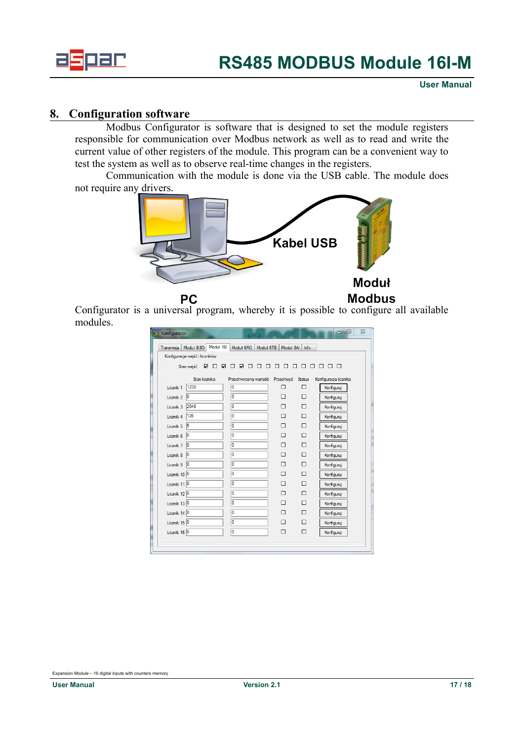## 8. Configuration software

Modbus Configurator is software that is designed to set the module registers responsible for communication over Modbus network as well as to read and write the current value of other registers of the module. This program can be a convenient way to test the system as well as to observe real-time changes in the registers.

Communication with the module is done via the USB cable. The module does not require any drivers.

Kabel USB

PC

Moduł Modbus

Configurator is a universal program, whereby it is possible to configure all available modules.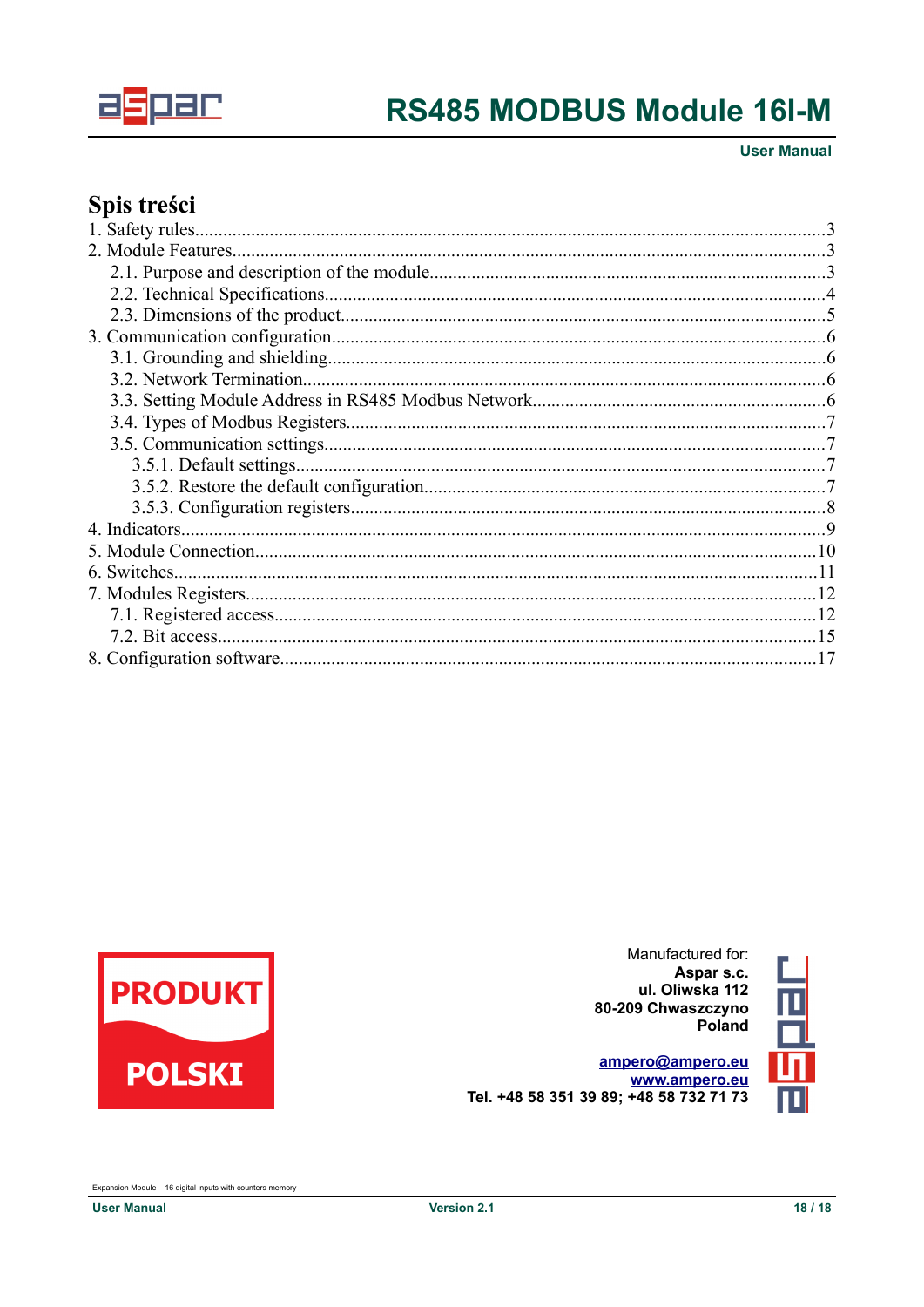# Spis treści

1. Safety rules....................................................................................................................................3
2. Module Features.............................................................................................................................3
   2.1. Purpose and description of the module....................................................................................3
   2.2. Technical Specifications..........................................................................................................4
   2.3. Dimensions of the product.......................................................................................................5
3. Communication configuration........................................................................................................6
   3.1. Grounding and shielding..........................................................................................................6
   3.2. Network Termination...............................................................................................................6
   3.3. Setting Module Address in RS485 Modbus Network..............................................................6
   3.4. Types of Modbus Registers......................................................................................................7
   3.5. Communication settings...........................................................................................................7
      3.5.1. Default settings................................................................................................................7
      3.5.2. Restore the default configuration.....................................................................................7
      3.5.3. Configuration registers.....................................................................................................8
4. Indicators........................................................................................................................................9
5. Module Connection.......................................................................................................................10
6. Switches........................................................................................................................................11
7. Modules Registers.........................................................................................................................12
   7.1. Registered access....................................................................................................................12
   7.2. Bit access................................................................................................................................15
8. Configuration software.................................................................................................................17

PRODUKT POLSKI

Manufactured for:
**Aspar s.c.**
**ul. Oliwska 112**
**80-209 Chwaszczyno**
**Poland**

**ampero@ampero.eu**
**www.ampero.eu**
**Tel. +48 58 351 39 89; +48 58 732 71 73**

Expansion Module – 16 digital inputs with counters memory